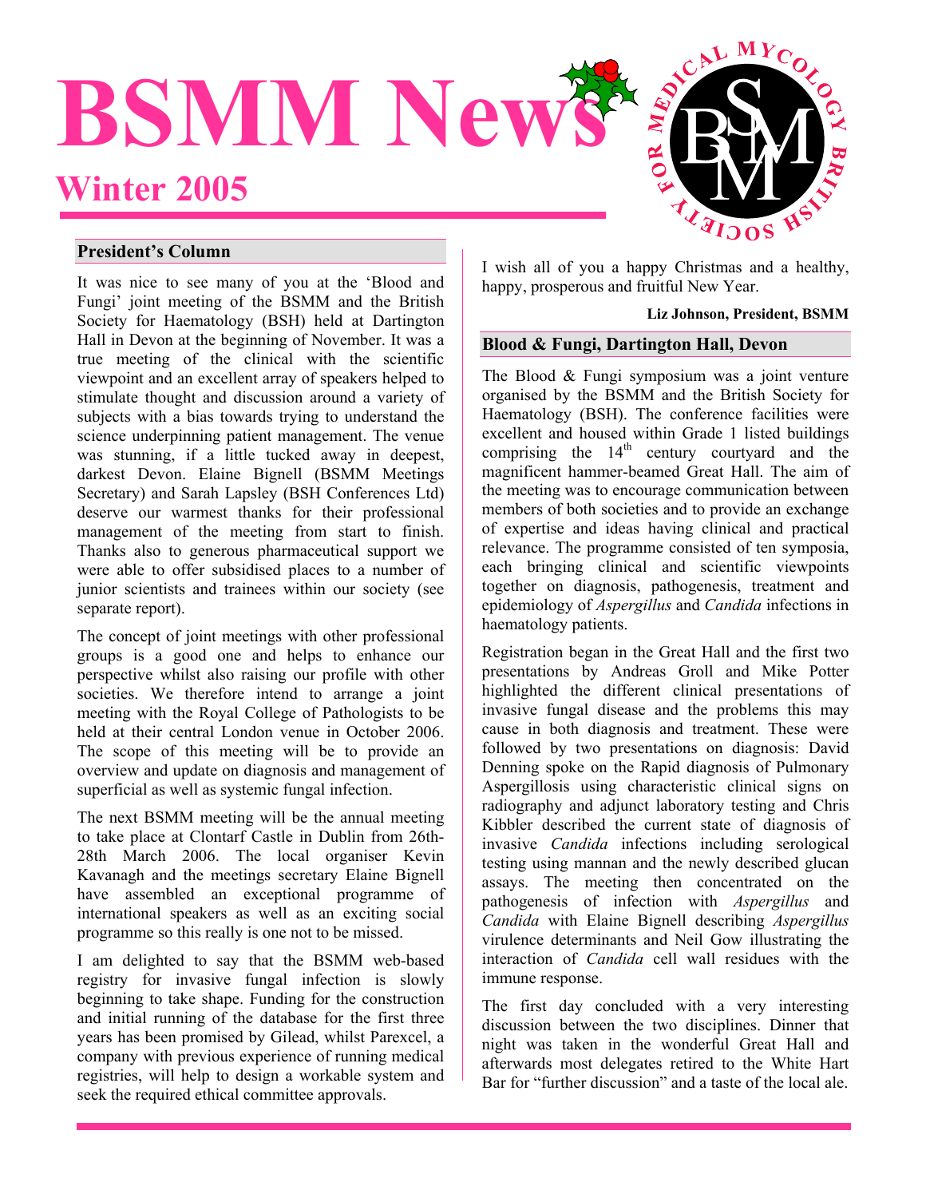# BSMM News

## Winter 2005

### President's Column

It was nice to see many of you at the 'Blood and Fungi' joint meeting of the BSMM and the British Society for Haematology (BSH) held at Dartington Hall in Devon at the beginning of November. It was a true meeting of the clinical with the scientific viewpoint and an excellent array of speakers helped to stimulate thought and discussion around a variety of subjects with a bias towards trying to understand the science underpinning patient management. The venue was stunning, if a little tucked away in deepest, darkest Devon. Elaine Bignell (BSMM Meetings Secretary) and Sarah Lapsley (BSH Conferences Ltd) deserve our warmest thanks for their professional management of the meeting from start to finish. Thanks also to generous pharmaceutical support we were able to offer subsidised places to a number of junior scientists and trainees within our society (see separate report).

The concept of joint meetings with other professional groups is a good one and helps to enhance our perspective whilst also raising our profile with other societies. We therefore intend to arrange a joint meeting with the Royal College of Pathologists to be held at their central London venue in October 2006. The scope of this meeting will be to provide an overview and update on diagnosis and management of superficial as well as systemic fungal infection.

The next BSMM meeting will be the annual meeting to take place at Clontarf Castle in Dublin from 26th-28th March 2006. The local organiser Kevin Kavanagh and the meetings secretary Elaine Bignell have assembled an exceptional programme of international speakers as well as an exciting social programme so this really is one not to be missed.

I am delighted to say that the BSMM web-based registry for invasive fungal infection is slowly beginning to take shape. Funding for the construction and initial running of the database for the first three years has been promised by Gilead, whilst Parexcel, a company with previous experience of running medical registries, will help to design a workable system and seek the required ethical committee approvals.

I wish all of you a happy Christmas and a healthy, happy, prosperous and fruitful New Year.

**Liz Johnson, President, BSMM**

### Blood & Fungi, Dartington Hall, Devon

The Blood & Fungi symposium was a joint venture organised by the BSMM and the British Society for Haematology (BSH). The conference facilities were excellent and housed within Grade 1 listed buildings comprising the 14th century courtyard and the magnificent hammer-beamed Great Hall. The aim of the meeting was to encourage communication between members of both societies and to provide an exchange of expertise and ideas having clinical and practical relevance. The programme consisted of ten symposia, each bringing clinical and scientific viewpoints together on diagnosis, pathogenesis, treatment and epidemiology of *Aspergillus* and *Candida* infections in haematology patients.

Registration began in the Great Hall and the first two presentations by Andreas Groll and Mike Potter highlighted the different clinical presentations of invasive fungal disease and the problems this may cause in both diagnosis and treatment. These were followed by two presentations on diagnosis: David Denning spoke on the Rapid diagnosis of Pulmonary Aspergillosis using characteristic clinical signs on radiography and adjunct laboratory testing and Chris Kibbler described the current state of diagnosis of invasive *Candida* infections including serological testing using mannan and the newly described glucan assays. The meeting then concentrated on the pathogenesis of infection with *Aspergillus* and *Candida* with Elaine Bignell describing *Aspergillus* virulence determinants and Neil Gow illustrating the interaction of *Candida* cell wall residues with the immune response.

The first day concluded with a very interesting discussion between the two disciplines. Dinner that night was taken in the wonderful Great Hall and afterwards most delegates retired to the White Hart Bar for "further discussion" and a taste of the local ale.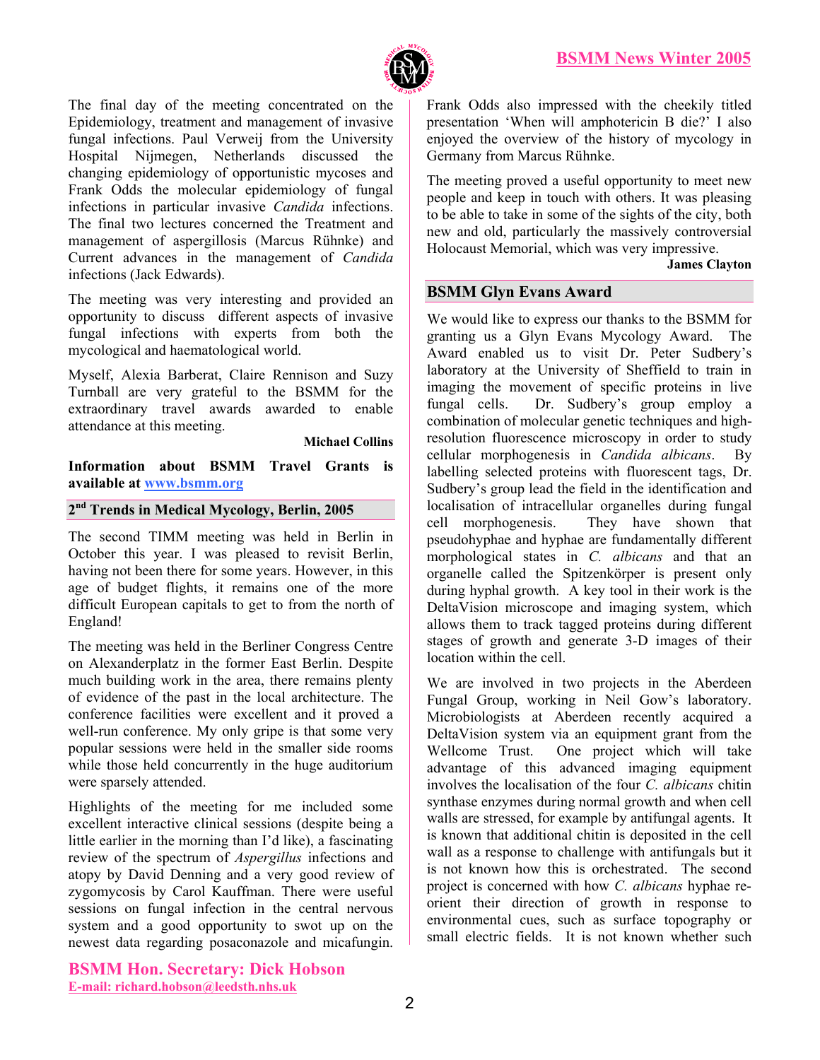The final day of the meeting concentrated on the Epidemiology, treatment and management of invasive fungal infections. Paul Verweij from the University Hospital Nijmegen, Netherlands discussed the changing epidemiology of opportunistic mycoses and Frank Odds the molecular epidemiology of fungal infections in particular invasive *Candida* infections. The final two lectures concerned the Treatment and management of aspergillosis (Marcus Rühnke) and Current advances in the management of *Candida* infections (Jack Edwards).

The meeting was very interesting and provided an opportunity to discuss different aspects of invasive fungal infections with experts from both the mycological and haematological world.

Myself, Alexia Barberat, Claire Rennison and Suzy Turnball are very grateful to the BSMM for the extraordinary travel awards awarded to enable attendance at this meeting.

**Michael Collins**

**Information about BSMM Travel Grants is available at www.bsmm.org**

## 2nd Trends in Medical Mycology, Berlin, 2005

The second TIMM meeting was held in Berlin in October this year. I was pleased to revisit Berlin, having not been there for some years. However, in this age of budget flights, it remains one of the more difficult European capitals to get to from the north of England!

The meeting was held in the Berliner Congress Centre on Alexanderplatz in the former East Berlin. Despite much building work in the area, there remains plenty of evidence of the past in the local architecture. The conference facilities were excellent and it proved a well-run conference. My only gripe is that some very popular sessions were held in the smaller side rooms while those held concurrently in the huge auditorium were sparsely attended.

Highlights of the meeting for me included some excellent interactive clinical sessions (despite being a little earlier in the morning than I'd like), a fascinating review of the spectrum of *Aspergillus* infections and atopy by David Denning and a very good review of zygomycosis by Carol Kauffman. There were useful sessions on fungal infection in the central nervous system and a good opportunity to swot up on the newest data regarding posaconazole and micafungin. Frank Odds also impressed with the cheekily titled presentation 'When will amphotericin B die?' I also enjoyed the overview of the history of mycology in Germany from Marcus Rühnke.

The meeting proved a useful opportunity to meet new people and keep in touch with others. It was pleasing to be able to take in some of the sights of the city, both new and old, particularly the massively controversial Holocaust Memorial, which was very impressive.

**James Clayton**

## BSMM Glyn Evans Award

We would like to express our thanks to the BSMM for granting us a Glyn Evans Mycology Award. The Award enabled us to visit Dr. Peter Sudbery's laboratory at the University of Sheffield to train in imaging the movement of specific proteins in live fungal cells. Dr. Sudbery's group employ a combination of molecular genetic techniques and high-resolution fluorescence microscopy in order to study cellular morphogenesis in *Candida albicans*. By labelling selected proteins with fluorescent tags, Dr. Sudbery's group lead the field in the identification and localisation of intracellular organelles during fungal cell morphogenesis. They have shown that pseudohyphae and hyphae are fundamentally different morphological states in *C. albicans* and that an organelle called the Spitzenkörper is present only during hyphal growth. A key tool in their work is the DeltaVision microscope and imaging system, which allows them to track tagged proteins during different stages of growth and generate 3-D images of their location within the cell.

We are involved in two projects in the Aberdeen Fungal Group, working in Neil Gow's laboratory. Microbiologists at Aberdeen recently acquired a DeltaVision system via an equipment grant from the Wellcome Trust. One project which will take advantage of this advanced imaging equipment involves the localisation of the four *C. albicans* chitin synthase enzymes during normal growth and when cell walls are stressed, for example by antifungal agents. It is known that additional chitin is deposited in the cell wall as a response to challenge with antifungals but it is not known how this is orchestrated. The second project is concerned with how *C. albicans* hyphae re-orient their direction of growth in response to environmental cues, such as surface topography or small electric fields. It is not known whether such

**BSMM Hon. Secretary: Dick Hobson**
**E-mail: richard.hobson@leedsth.nhs.uk**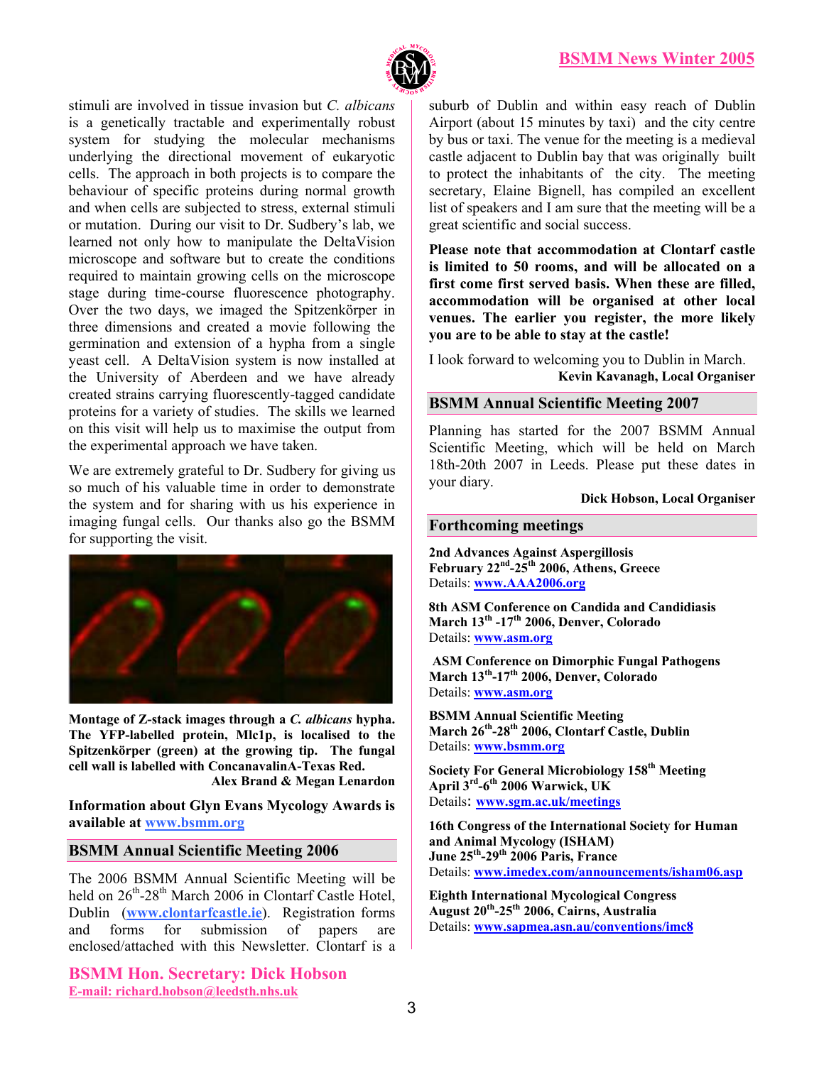stimuli are involved in tissue invasion but *C. albicans* is a genetically tractable and experimentally robust system for studying the molecular mechanisms underlying the directional movement of eukaryotic cells. The approach in both projects is to compare the behaviour of specific proteins during normal growth and when cells are subjected to stress, external stimuli or mutation. During our visit to Dr. Sudbery's lab, we learned not only how to manipulate the DeltaVision microscope and software but to create the conditions required to maintain growing cells on the microscope stage during time-course fluorescence photography. Over the two days, we imaged the Spitzenkörper in three dimensions and created a movie following the germination and extension of a hypha from a single yeast cell. A DeltaVision system is now installed at the University of Aberdeen and we have already created strains carrying fluorescently-tagged candidate proteins for a variety of studies. The skills we learned on this visit will help us to maximise the output from the experimental approach we have taken.

We are extremely grateful to Dr. Sudbery for giving us so much of his valuable time in order to demonstrate the system and for sharing with us his experience in imaging fungal cells. Our thanks also go the BSMM for supporting the visit.

**Montage of Z-stack images through a *C. albicans* hypha. The YFP-labelled protein, Mlc1p, is localised to the Spitzenkörper (green) at the growing tip. The fungal cell wall is labelled with ConcanavalinA-Texas Red.**

**Alex Brand & Megan Lenardon**

**Information about Glyn Evans Mycology Awards is available at www.bsmm.org**

## BSMM Annual Scientific Meeting 2006

The 2006 BSMM Annual Scientific Meeting will be held on 26th-28th March 2006 in Clontarf Castle Hotel, Dublin (www.clontarfcastle.ie). Registration forms and forms for submission of papers are enclosed/attached with this Newsletter. Clontarf is a suburb of Dublin and within easy reach of Dublin Airport (about 15 minutes by taxi) and the city centre by bus or taxi. The venue for the meeting is a medieval castle adjacent to Dublin bay that was originally built to protect the inhabitants of the city. The meeting secretary, Elaine Bignell, has compiled an excellent list of speakers and I am sure that the meeting will be a great scientific and social success.

**Please note that accommodation at Clontarf castle is limited to 50 rooms, and will be allocated on a first come first served basis. When these are filled, accommodation will be organised at other local venues. The earlier you register, the more likely you are to be able to stay at the castle!**

I look forward to welcoming you to Dublin in March.

**Kevin Kavanagh, Local Organiser**

## BSMM Annual Scientific Meeting 2007

Planning has started for the 2007 BSMM Annual Scientific Meeting, which will be held on March 18th-20th 2007 in Leeds. Please put these dates in your diary.

**Dick Hobson, Local Organiser**

## Forthcoming meetings

**2nd Advances Against Aspergillosis**
**February 22nd-25th 2006, Athens, Greece**
Details: www.AAA2006.org

**8th ASM Conference on Candida and Candidiasis**
**March 13th -17th 2006, Denver, Colorado**
Details: www.asm.org

**ASM Conference on Dimorphic Fungal Pathogens**
**March 13th-17th 2006, Denver, Colorado**
Details: www.asm.org

**BSMM Annual Scientific Meeting**
**March 26th-28th 2006, Clontarf Castle, Dublin**
Details: www.bsmm.org

**Society For General Microbiology 158th Meeting**
**April 3rd-6th 2006 Warwick, UK**
Details: www.sgm.ac.uk/meetings

**16th Congress of the International Society for Human and Animal Mycology (ISHAM)**
**June 25th-29th 2006 Paris, France**
Details: www.imedex.com/announcements/isham06.asp

**Eighth International Mycological Congress**
**August 20th-25th 2006, Cairns, Australia**
Details: www.sapmea.asn.au/conventions/imc8

**BSMM Hon. Secretary: Dick Hobson**
**E-mail: richard.hobson@leedsth.nhs.uk**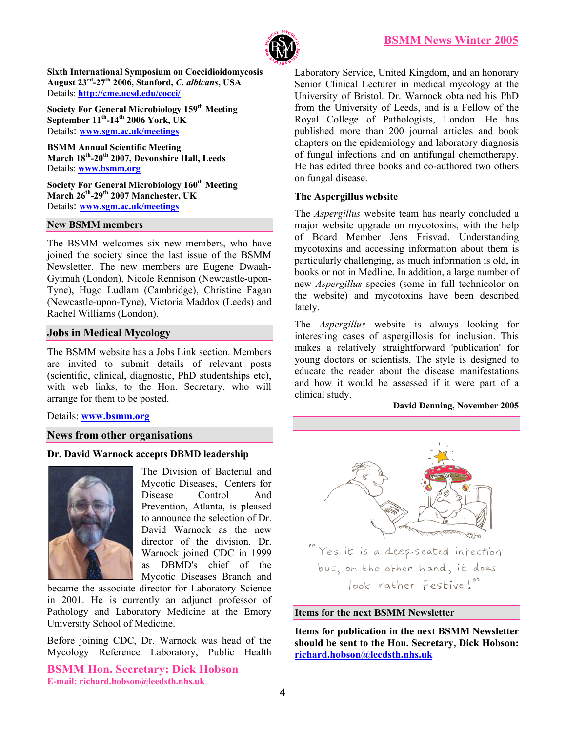**Sixth International Symposium on Coccidioidomycosis**
**August 23rd-27th 2006, Stanford, *C. albicans*, USA**
Details: **http://cme.ucsd.edu/cocci/**

**Society For General Microbiology 159th Meeting**
**September 11th-14th 2006 York, UK**
Details: **www.sgm.ac.uk/meetings**

**BSMM Annual Scientific Meeting**
**March 18th-20th 2007, Devonshire Hall, Leeds**
Details: **www.bsmm.org**

**Society For General Microbiology 160th Meeting**
**March 26th-29th 2007 Manchester, UK**
Details: **www.sgm.ac.uk/meetings**

## New BSMM members

The BSMM welcomes six new members, who have joined the society since the last issue of the BSMM Newsletter. The new members are Eugene Dwaah-Gyimah (London), Nicole Rennison (Newcastle-upon-Tyne), Hugo Ludlam (Cambridge), Christine Fagan (Newcastle-upon-Tyne), Victoria Maddox (Leeds) and Rachel Williams (London).

## Jobs in Medical Mycology

The BSMM website has a Jobs Link section. Members are invited to submit details of relevant posts (scientific, clinical, diagnostic, PhD studentships etc), with web links, to the Hon. Secretary, who will arrange for them to be posted.

Details: **www.bsmm.org**

## News from other organisations

### Dr. David Warnock accepts DBMD leadership

The Division of Bacterial and Mycotic Diseases, Centers for Disease Control And Prevention, Atlanta, is pleased to announce the selection of Dr. David Warnock as the new director of the division. Dr. Warnock joined CDC in 1999 as DBMD's chief of the Mycotic Diseases Branch and became the associate director for Laboratory Science in 2001. He is currently an adjunct professor of Pathology and Laboratory Medicine at the Emory University School of Medicine.

Before joining CDC, Dr. Warnock was head of the Mycology Reference Laboratory, Public Health Laboratory Service, United Kingdom, and an honorary Senior Clinical Lecturer in medical mycology at the University of Bristol. Dr. Warnock obtained his PhD from the University of Leeds, and is a Fellow of the Royal College of Pathologists, London. He has published more than 200 journal articles and book chapters on the epidemiology and laboratory diagnosis of fungal infections and on antifungal chemotherapy. He has edited three books and co-authored two others on fungal disease.

### The Aspergillus website

The *Aspergillus* website team has nearly concluded a major website upgrade on mycotoxins, with the help of Board Member Jens Frisvad. Understanding mycotoxins and accessing information about them is particularly challenging, as much information is old, in books or not in Medline. In addition, a large number of new *Aspergillus* species (some in full technicolor on the website) and mycotoxins have been described lately.

The *Aspergillus* website is always looking for interesting cases of aspergillosis for inclusion. This makes a relatively straightforward 'publication' for young doctors or scientists. The style is designed to educate the reader about the disease manifestations and how it would be assessed if it were part of a clinical study.

**David Denning, November 2005**

"Yes it is a deep-seated infection but, on the other hand, it does look rather festive!"

## Items for the next BSMM Newsletter

**Items for publication in the next BSMM Newsletter should be sent to the Hon. Secretary, Dick Hobson: richard.hobson@leedsth.nhs.uk**

**BSMM Hon. Secretary: Dick Hobson**
**E-mail: richard.hobson@leedsth.nhs.uk**